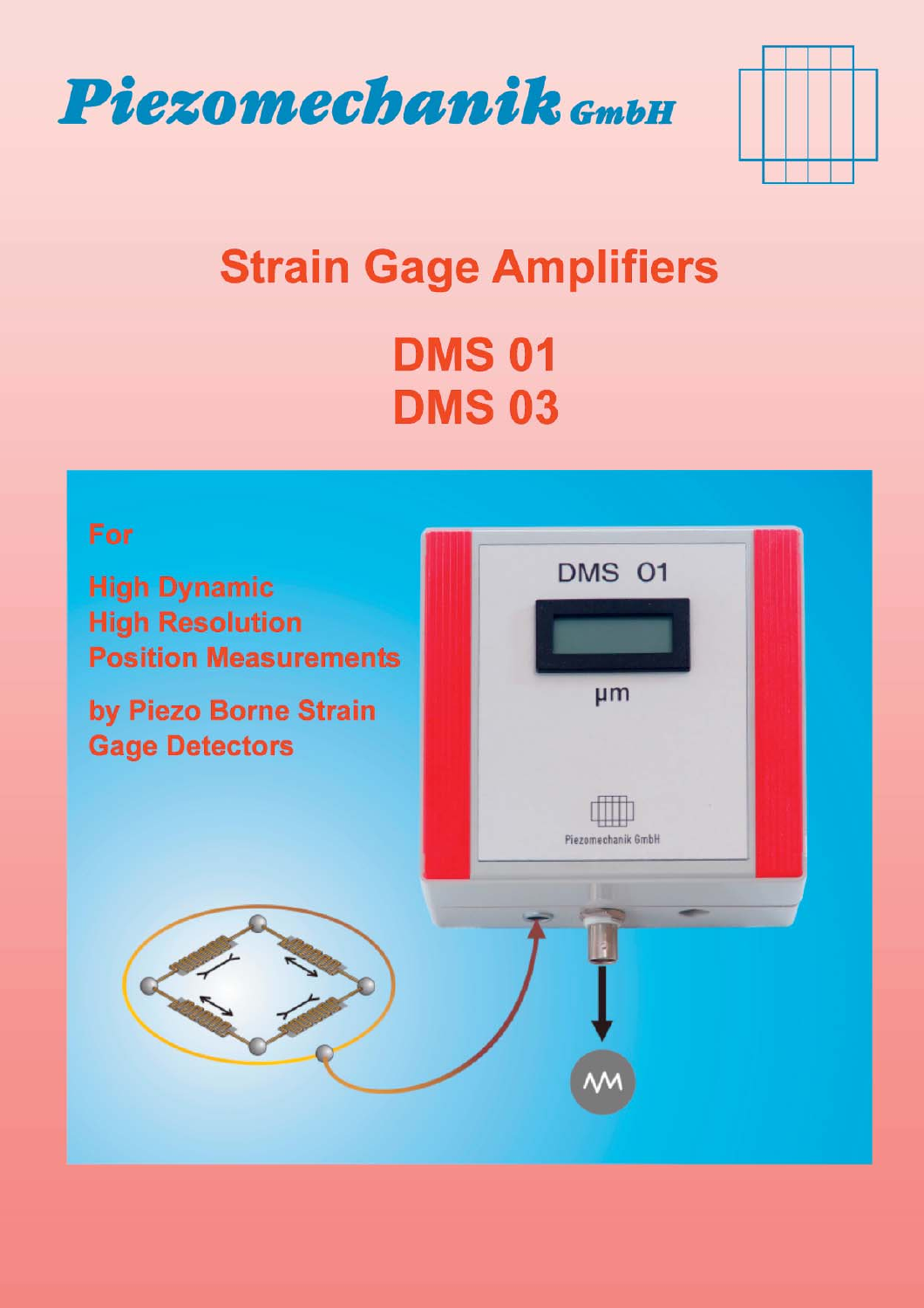# Piezomechanik GmbH

## Strain Gage Amplifiers

## DMS 01
## DMS 03

For

**High Dynamic**
**High Resolution**
**Position Measurements**

**by Piezo Borne Strain Gage Detectors**

DMS 01

µm

Piezomechanik GmbH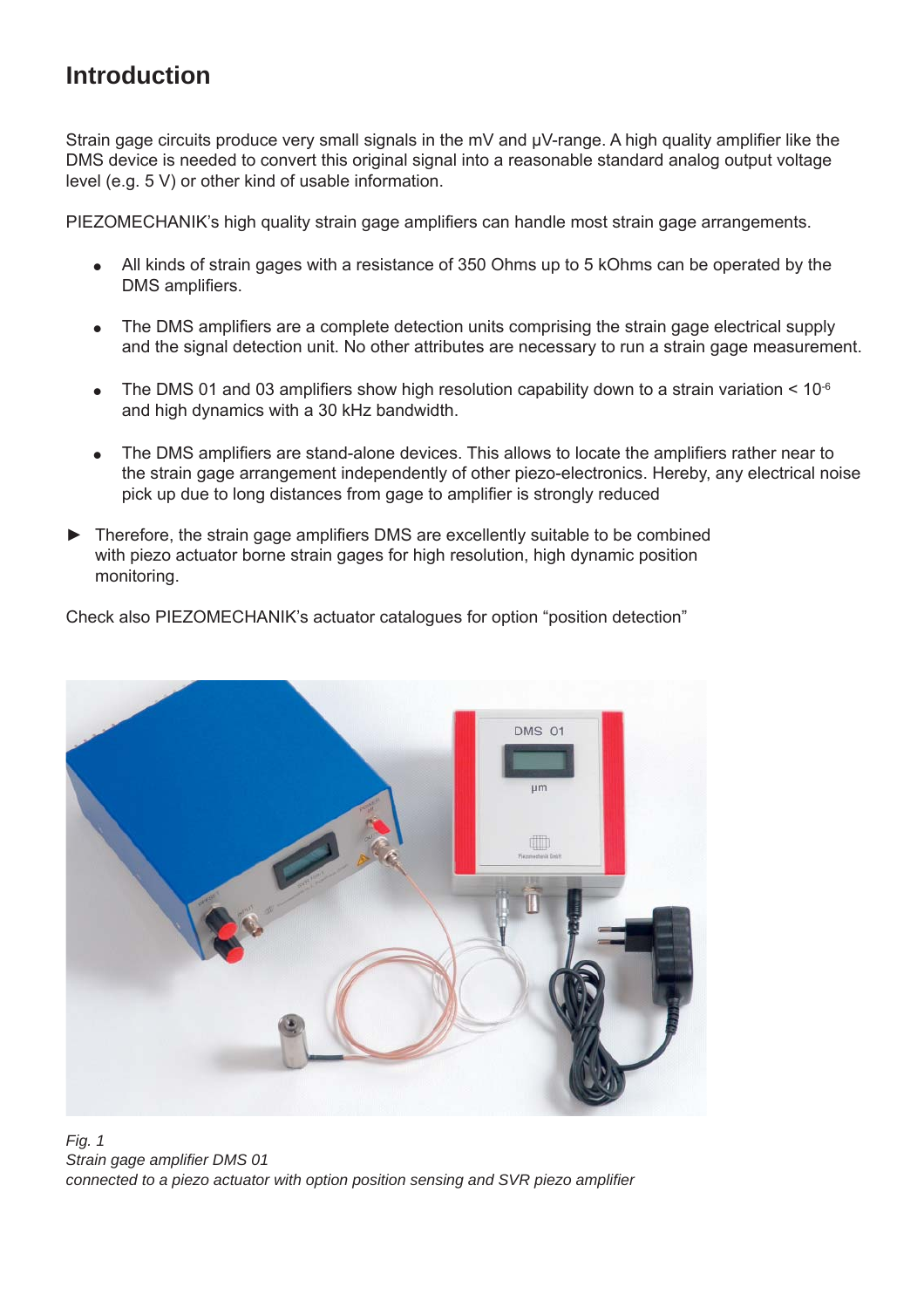# Introduction

Strain gage circuits produce very small signals in the mV and µV-range. A high quality amplifier like the DMS device is needed to convert this original signal into a reasonable standard analog output voltage level (e.g. 5 V) or other kind of usable information.

PIEZOMECHANIK's high quality strain gage amplifiers can handle most strain gage arrangements.

- All kinds of strain gages with a resistance of 350 Ohms up to 5 kOhms can be operated by the DMS amplifiers.
- The DMS amplifiers are a complete detection units comprising the strain gage electrical supply and the signal detection unit. No other attributes are necessary to run a strain gage measurement.
- The DMS 01 and 03 amplifiers show high resolution capability down to a strain variation < $10^{-6}$ and high dynamics with a 30 kHz bandwidth.
- The DMS amplifiers are stand-alone devices. This allows to locate the amplifiers rather near to the strain gage arrangement independently of other piezo-electronics. Hereby, any electrical noise pick up due to long distances from gage to amplifier is strongly reduced

► Therefore, the strain gage amplifiers DMS are excellently suitable to be combined with piezo actuator borne strain gages for high resolution, high dynamic position monitoring.

Check also PIEZOMECHANIK's actuator catalogues for option "position detection"

*Fig. 1*
*Strain gage amplifier DMS 01*
*connected to a piezo actuator with option position sensing and SVR piezo amplifier*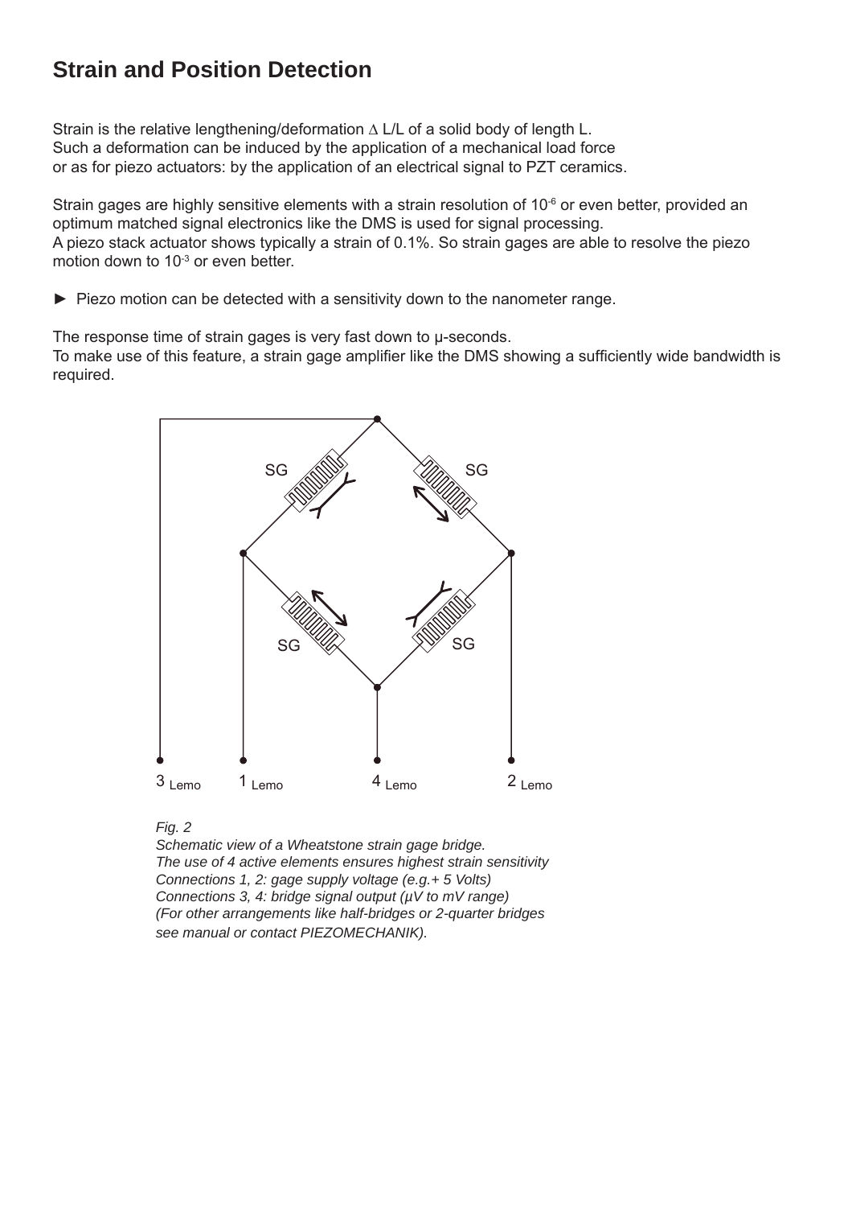# Strain and Position Detection

Strain is the relative lengthening/deformation $\Delta$ L/L of a solid body of length L.
Such a deformation can be induced by the application of a mechanical load force or as for piezo actuators: by the application of an electrical signal to PZT ceramics.

Strain gages are highly sensitive elements with a strain resolution of $10^{-6}$ or even better, provided an optimum matched signal electronics like the DMS is used for signal processing.
A piezo stack actuator shows typically a strain of 0.1%. So strain gages are able to resolve the piezo motion down to $10^{-3}$ or even better.

► Piezo motion can be detected with a sensitivity down to the nanometer range.

The response time of strain gages is very fast down to µ-seconds.
To make use of this feature, a strain gage amplifier like the DMS showing a sufficiently wide bandwidth is required.

SG SG SG SG

3 Lemo 1 Lemo 4 Lemo 2 Lemo

*Fig. 2*
*Schematic view of a Wheatstone strain gage bridge.*
*The use of 4 active elements ensures highest strain sensitivity*
*Connections 1, 2: gage supply voltage (e.g.+ 5 Volts)*
*Connections 3, 4: bridge signal output (µV to mV range)*
*(For other arrangements like half-bridges or 2-quarter bridges see manual or contact PIEZOMECHANIK).*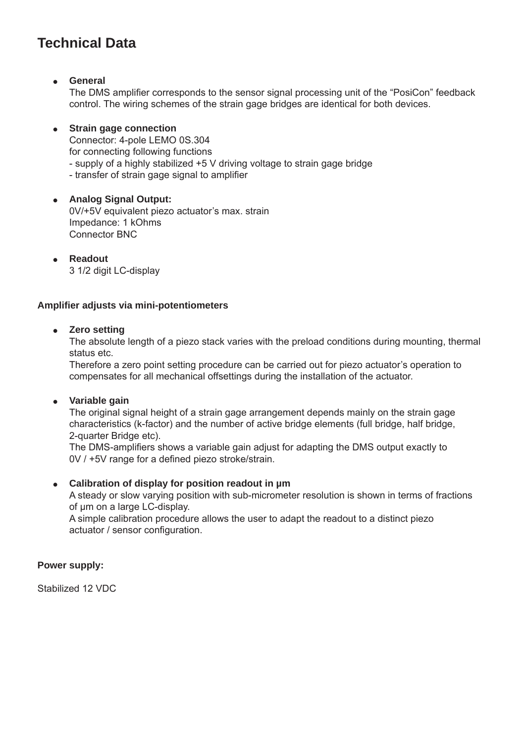# Technical Data

- **General**
  The DMS amplifier corresponds to the sensor signal processing unit of the "PosiCon" feedback control. The wiring schemes of the strain gage bridges are identical for both devices.

- **Strain gage connection**
  Connector: 4-pole LEMO 0S.304
  for connecting following functions
  - supply of a highly stabilized +5 V driving voltage to strain gage bridge
  - transfer of strain gage signal to amplifier

- **Analog Signal Output:**
  0V/+5V equivalent piezo actuator's max. strain
  Impedance: 1 kOhms
  Connector BNC

- **Readout**
  3 1/2 digit LC-display

**Amplifier adjusts via mini-potentiometers**

- **Zero setting**
  The absolute length of a piezo stack varies with the preload conditions during mounting, thermal status etc.
  Therefore a zero point setting procedure can be carried out for piezo actuator's operation to compensates for all mechanical offsettings during the installation of the actuator.

- **Variable gain**
  The original signal height of a strain gage arrangement depends mainly on the strain gage characteristics (k-factor) and the number of active bridge elements (full bridge, half bridge, 2-quarter Bridge etc).
  The DMS-amplifiers shows a variable gain adjust for adapting the DMS output exactly to 0V / +5V range for a defined piezo stroke/strain.

- **Calibration of display for position readout in µm**
  A steady or slow varying position with sub-micrometer resolution is shown in terms of fractions of µm on a large LC-display.
  A simple calibration procedure allows the user to adapt the readout to a distinct piezo actuator / sensor configuration.

**Power supply:**

Stabilized 12 VDC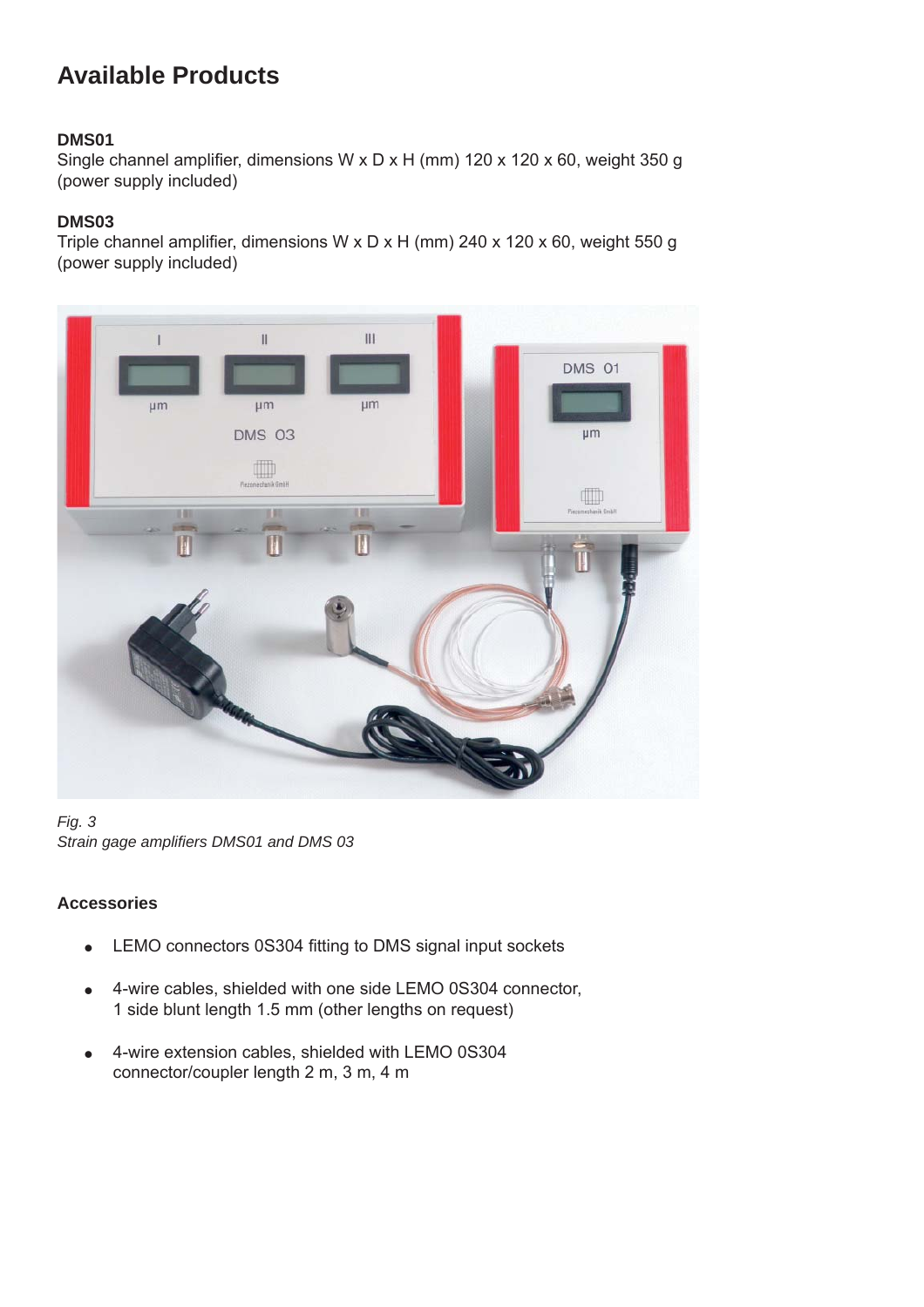# Available Products

**DMS01**
Single channel amplifier, dimensions W x D x H (mm) 120 x 120 x 60, weight 350 g (power supply included)

**DMS03**
Triple channel amplifier, dimensions W x D x H (mm) 240 x 120 x 60, weight 550 g (power supply included)

*Fig. 3*
*Strain gage amplifiers DMS01 and DMS 03*

### Accessories

- LEMO connectors 0S304 fitting to DMS signal input sockets
- 4-wire cables, shielded with one side LEMO 0S304 connector, 1 side blunt length 1.5 mm (other lengths on request)
- 4-wire extension cables, shielded with LEMO 0S304 connector/coupler length 2 m, 3 m, 4 m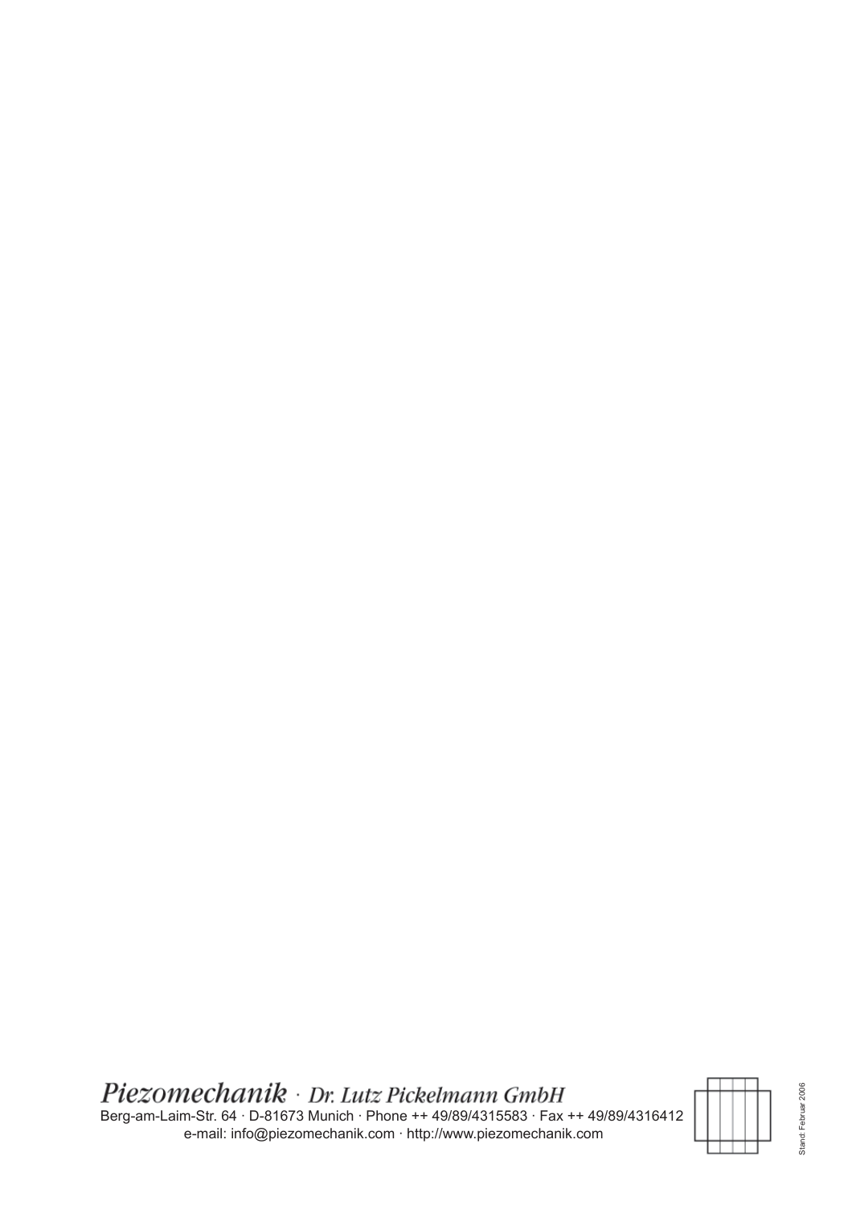*Piezomechanik · Dr. Lutz Pickelmann GmbH*

Berg-am-Laim-Str. 64 · D-81673 Munich · Phone ++ 49/89/4315583 · Fax ++ 49/89/4316412

e-mail: info@piezomechanik.com · http://www.piezomechanik.com

Stand: Februar 2006